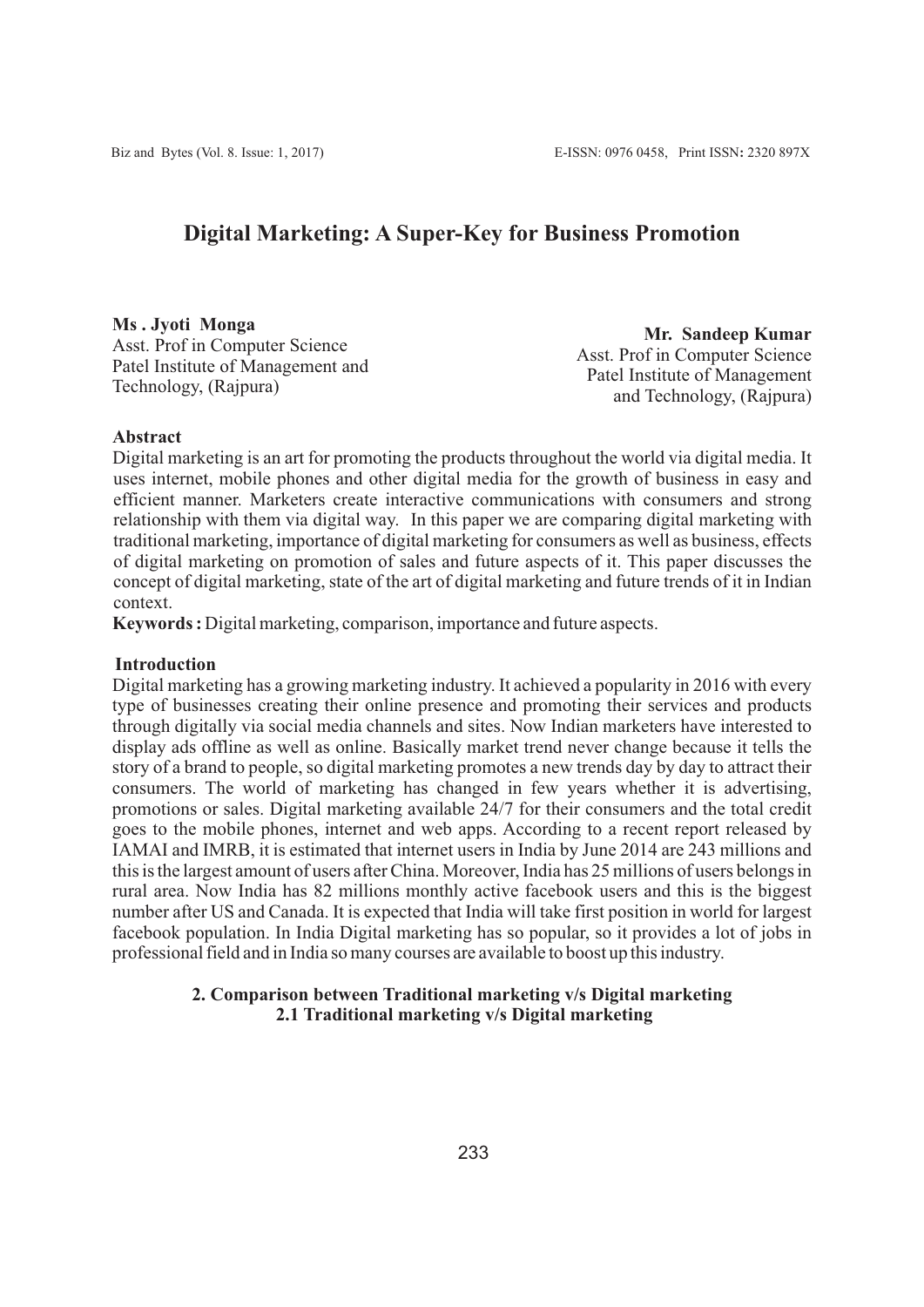# Digital Marketing: A Super-Key for Business Promotion

**Ms . Jyoti Monga**
Asst. Prof in Computer Science
Patel Institute of Management and Technology, (Rajpura)

**Mr. Sandeep Kumar**
Asst. Prof in Computer Science
Patel Institute of Management and Technology, (Rajpura)

## Abstract

Digital marketing is an art for promoting the products throughout the world via digital media. It uses internet, mobile phones and other digital media for the growth of business in easy and efficient manner. Marketers create interactive communications with consumers and strong relationship with them via digital way. In this paper we are comparing digital marketing with traditional marketing, importance of digital marketing for consumers as well as business, effects of digital marketing on promotion of sales and future aspects of it. This paper discusses the concept of digital marketing, state of the art of digital marketing and future trends of it in Indian context.

**Keywords :** Digital marketing, comparison, importance and future aspects.

## Introduction

Digital marketing has a growing marketing industry. It achieved a popularity in 2016 with every type of businesses creating their online presence and promoting their services and products through digitally via social media channels and sites. Now Indian marketers have interested to display ads offline as well as online. Basically market trend never change because it tells the story of a brand to people, so digital marketing promotes a new trends day by day to attract their consumers. The world of marketing has changed in few years whether it is advertising, promotions or sales. Digital marketing available 24/7 for their consumers and the total credit goes to the mobile phones, internet and web apps. According to a recent report released by IAMAI and IMRB, it is estimated that internet users in India by June 2014 are 243 millions and this is the largest amount of users after China. Moreover, India has 25 millions of users belongs in rural area. Now India has 82 millions monthly active facebook users and this is the biggest number after US and Canada. It is expected that India will take first position in world for largest facebook population. In India Digital marketing has so popular, so it provides a lot of jobs in professional field and in India so many courses are available to boost up this industry.

## 2. Comparison between Traditional marketing v/s Digital marketing

### 2.1 Traditional marketing v/s Digital marketing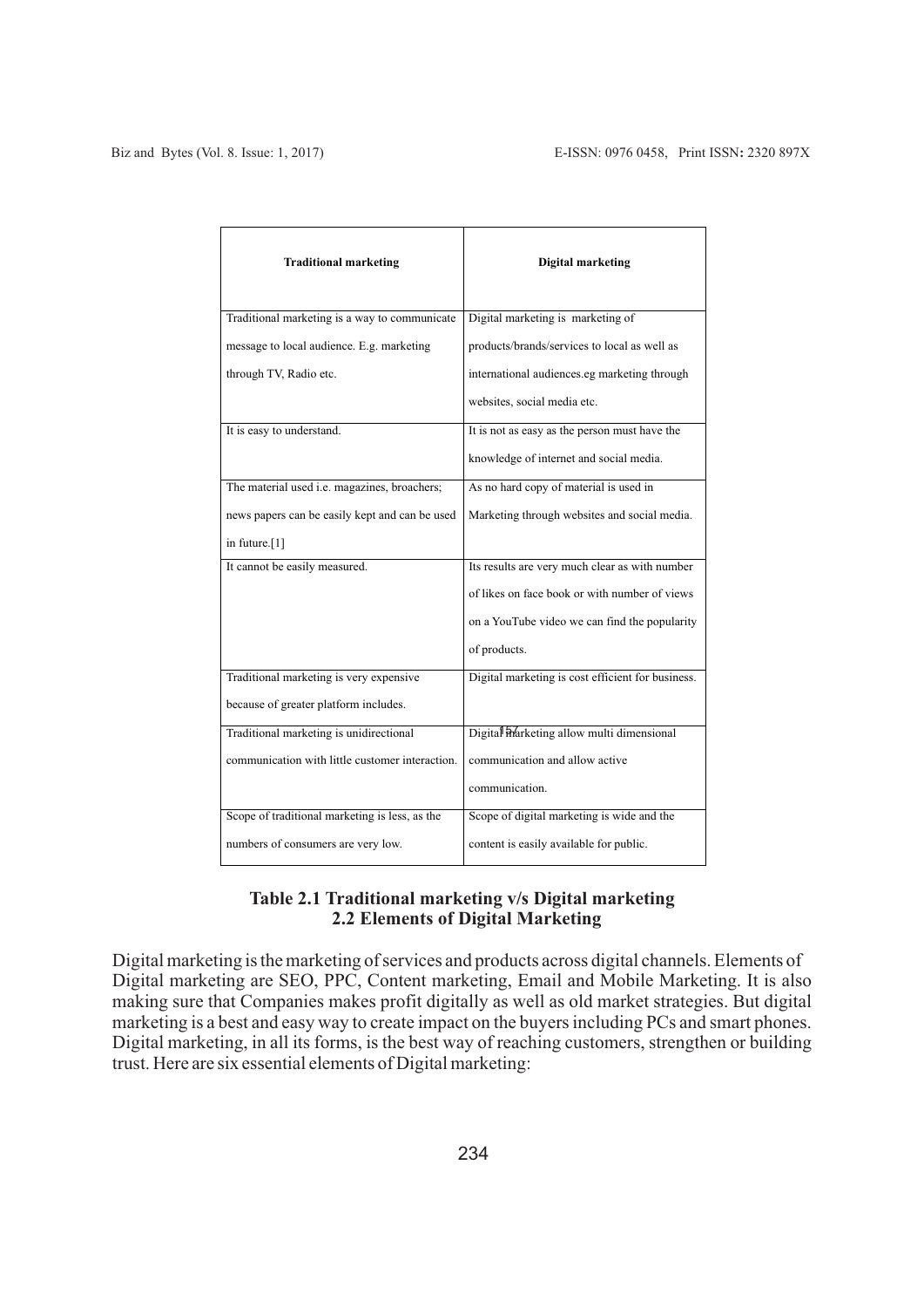| Traditional marketing | Digital marketing |
|---|---|
| Traditional marketing is a way to communicate message to local audience. E.g. marketing through TV, Radio etc. | Digital marketing is marketing of products/brands/services to local as well as international audiences.eg marketing through websites, social media etc. |
| It is easy to understand. | It is not as easy as the person must have the knowledge of internet and social media. |
| The material used i.e. magazines, broachers; news papers can be easily kept and can be used in future.[1] | As no hard copy of material is used in Marketing through websites and social media. |
| It cannot be easily measured. | Its results are very much clear as with number of likes on face book or with number of views on a YouTube video we can find the popularity of products. |
| Traditional marketing is very expensive because of greater platform includes. | Digital marketing is cost efficient for business. |
| Traditional marketing is unidirectional communication with little customer interaction. | Digital marketing allow multi dimensional communication and allow active communication. |
| Scope of traditional marketing is less, as the numbers of consumers are very low. | Scope of digital marketing is wide and the content is easily available for public. |

**Table 2.1 Traditional marketing v/s Digital marketing**

## 2.2 Elements of Digital Marketing

Digital marketing is the marketing of services and products across digital channels. Elements of Digital marketing are SEO, PPC, Content marketing, Email and Mobile Marketing. It is also making sure that Companies makes profit digitally as well as old market strategies. But digital marketing is a best and easy way to create impact on the buyers including PCs and smart phones. Digital marketing, in all its forms, is the best way of reaching customers, strengthen or building trust. Here are six essential elements of Digital marketing: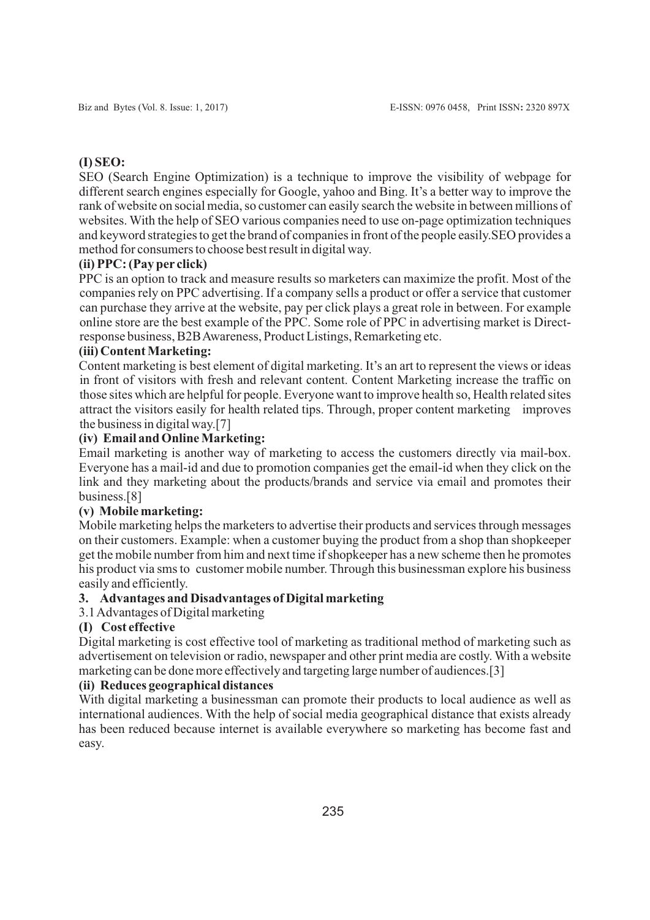**(I) SEO:**

SEO (Search Engine Optimization) is a technique to improve the visibility of webpage for different search engines especially for Google, yahoo and Bing. It's a better way to improve the rank of website on social media, so customer can easily search the website in between millions of websites. With the help of SEO various companies need to use on-page optimization techniques and keyword strategies to get the brand of companies in front of the people easily.SEO provides a method for consumers to choose best result in digital way.

**(ii) PPC: (Pay per click)**

PPC is an option to track and measure results so marketers can maximize the profit. Most of the companies rely on PPC advertising. If a company sells a product or offer a service that customer can purchase they arrive at the website, pay per click plays a great role in between. For example online store are the best example of the PPC. Some role of PPC in advertising market is Direct-response business, B2B Awareness, Product Listings, Remarketing etc.

**(iii) Content Marketing:**

Content marketing is best element of digital marketing. It's an art to represent the views or ideas in front of visitors with fresh and relevant content. Content Marketing increase the traffic on those sites which are helpful for people. Everyone want to improve health so, Health related sites attract the visitors easily for health related tips. Through, proper content marketing improves the business in digital way.[7]

**(iv) Email and Online Marketing:**

Email marketing is another way of marketing to access the customers directly via mail-box. Everyone has a mail-id and due to promotion companies get the email-id when they click on the link and they marketing about the products/brands and service via email and promotes their business.[8]

**(v) Mobile marketing:**

Mobile marketing helps the marketers to advertise their products and services through messages on their customers. Example: when a customer buying the product from a shop than shopkeeper get the mobile number from him and next time if shopkeeper has a new scheme then he promotes his product via sms to customer mobile number. Through this businessman explore his business easily and efficiently.

## 3. Advantages and Disadvantages of Digital marketing

### 3.1 Advantages of Digital marketing

**(I) Cost effective**

Digital marketing is cost effective tool of marketing as traditional method of marketing such as advertisement on television or radio, newspaper and other print media are costly. With a website marketing can be done more effectively and targeting large number of audiences.[3]

**(ii) Reduces geographical distances**

With digital marketing a businessman can promote their products to local audience as well as international audiences. With the help of social media geographical distance that exists already has been reduced because internet is available everywhere so marketing has become fast and easy.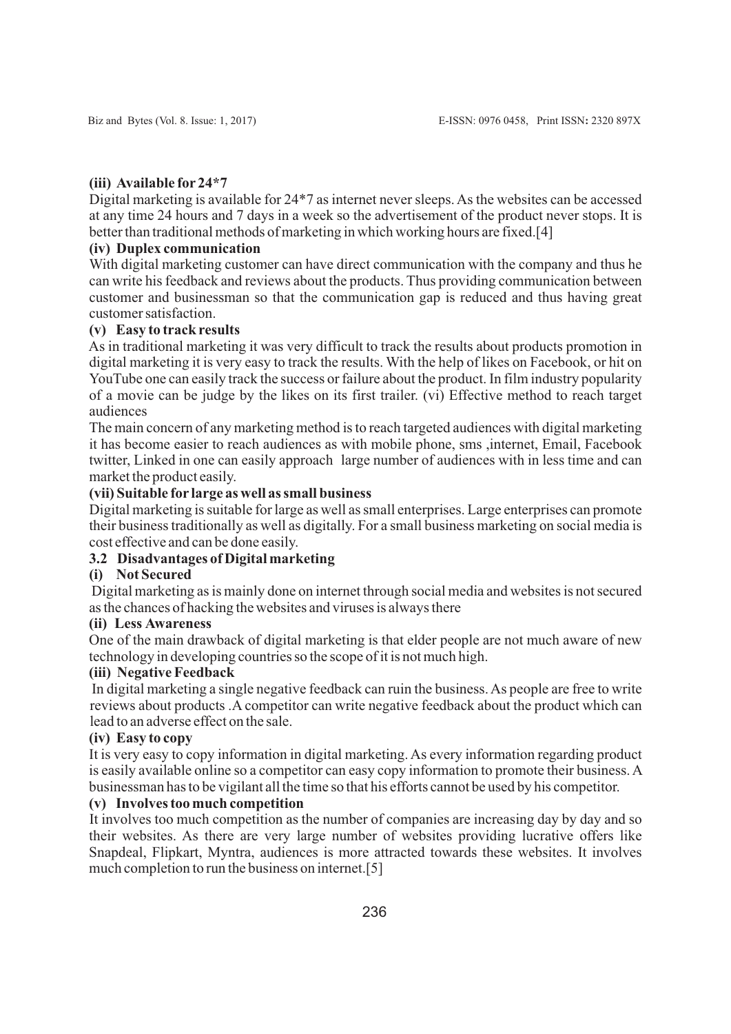**(iii) Available for 24*7**

Digital marketing is available for 24*7 as internet never sleeps. As the websites can be accessed at any time 24 hours and 7 days in a week so the advertisement of the product never stops. It is better than traditional methods of marketing in which working hours are fixed.[4]

**(iv) Duplex communication**

With digital marketing customer can have direct communication with the company and thus he can write his feedback and reviews about the products. Thus providing communication between customer and businessman so that the communication gap is reduced and thus having great customer satisfaction.

**(v) Easy to track results**

As in traditional marketing it was very difficult to track the results about products promotion in digital marketing it is very easy to track the results. With the help of likes on Facebook, or hit on YouTube one can easily track the success or failure about the product. In film industry popularity of a movie can be judge by the likes on its first trailer. (vi) Effective method to reach target audiences

The main concern of any marketing method is to reach targeted audiences with digital marketing it has become easier to reach audiences as with mobile phone, sms ,internet, Email, Facebook twitter, Linked in one can easily approach large number of audiences with in less time and can market the product easily.

**(vii) Suitable for large as well as small business**

Digital marketing is suitable for large as well as small enterprises. Large enterprises can promote their business traditionally as well as digitally. For a small business marketing on social media is cost effective and can be done easily.

**3.2 Disadvantages of Digital marketing**

**(i) Not Secured**

Digital marketing as is mainly done on internet through social media and websites is not secured as the chances of hacking the websites and viruses is always there

**(ii) Less Awareness**

One of the main drawback of digital marketing is that elder people are not much aware of new technology in developing countries so the scope of it is not much high.

**(iii) Negative Feedback**

In digital marketing a single negative feedback can ruin the business. As people are free to write reviews about products .A competitor can write negative feedback about the product which can lead to an adverse effect on the sale.

**(iv) Easy to copy**

It is very easy to copy information in digital marketing. As every information regarding product is easily available online so a competitor can easy copy information to promote their business. A businessman has to be vigilant all the time so that his efforts cannot be used by his competitor.

**(v) Involves too much competition**

It involves too much competition as the number of companies are increasing day by day and so their websites. As there are very large number of websites providing lucrative offers like Snapdeal, Flipkart, Myntra, audiences is more attracted towards these websites. It involves much completion to run the business on internet.[5]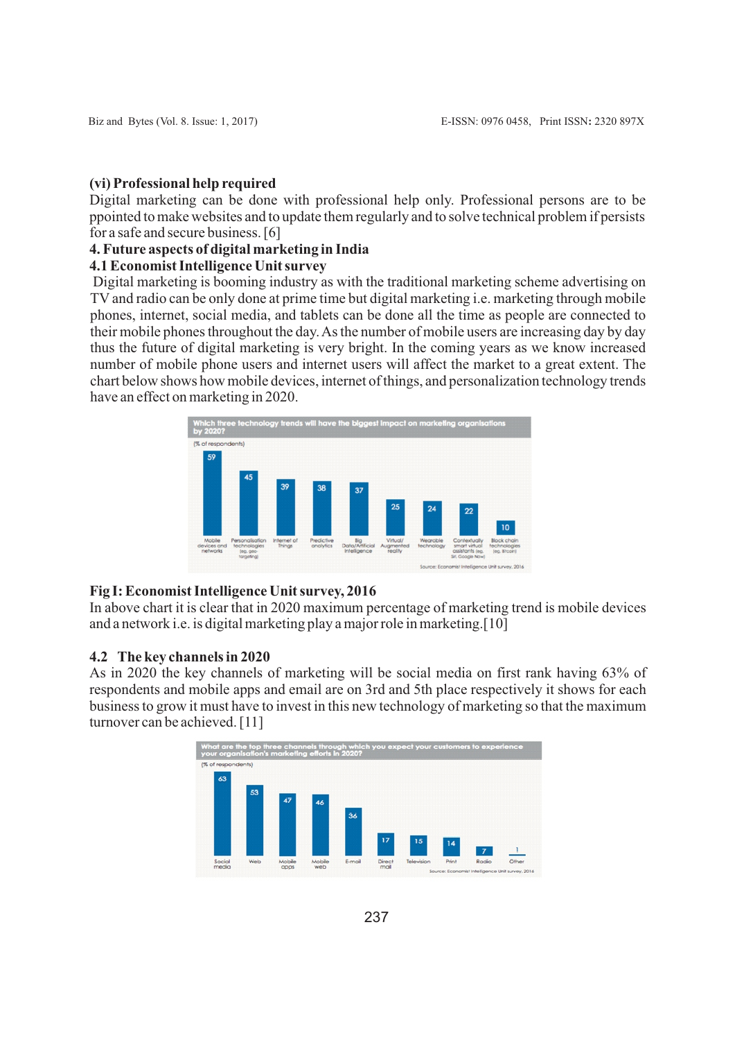### (vi) Professional help required

Digital marketing can be done with professional help only. Professional persons are to be ppointed to make websites and to update them regularly and to solve technical problem if persists for a safe and secure business. [6]

## 4. Future aspects of digital marketing in India

### 4.1 Economist Intelligence Unit survey

Digital marketing is booming industry as with the traditional marketing scheme advertising on TV and radio can be only done at prime time but digital marketing i.e. marketing through mobile phones, internet, social media, and tablets can be done all the time as people are connected to their mobile phones throughout the day. As the number of mobile users are increasing day by day thus the future of digital marketing is very bright. In the coming years as we know increased number of mobile phone users and internet users will affect the market to a great extent. The chart below shows how mobile devices, internet of things, and personalization technology trends have an effect on marketing in 2020.

Which three technology trends will have the biggest impact on marketing organisations by 2020?

(% of respondents)

59 Mobile devices and networks
45 Personalisation technologies (eg, geo-targeting)
39 Internet of Things
38 Predictive analytics
37 Big Data/Artificial Intelligence
25 Virtual/ Augmented reality
24 Wearable technology
22 Contextually smart virtual assistants (eg, Siri, Google Now)
10 Block chain technologies (eg, Bitcoin)

Source: Economist Intelligence Unit survey, 2016

**Fig I: Economist Intelligence Unit survey, 2016**

In above chart it is clear that in 2020 maximum percentage of marketing trend is mobile devices and a network i.e. is digital marketing play a major role in marketing.[10]

### 4.2 The key channels in 2020

As in 2020 the key channels of marketing will be social media on first rank having 63% of respondents and mobile apps and email are on 3rd and 5th place respectively it shows for each business to grow it must have to invest in this new technology of marketing so that the maximum turnover can be achieved. [11]

What are the top three channels through which you expect your customers to experience your organisation's marketing efforts in 2020?

(% of respondents)

63 Social media
53 Web
47 Mobile apps
46 Mobile web
36 E-mail
17 Direct mail
15 Television
14 Print
7 Radio
1 Other

Source: Economist Intelligence Unit survey, 2016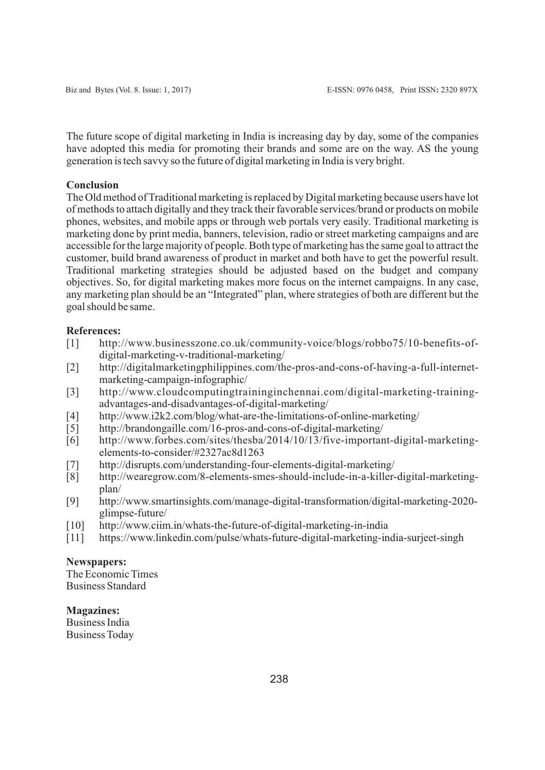The future scope of digital marketing in India is increasing day by day, some of the companies have adopted this media for promoting their brands and some are on the way. AS the young generation is tech savvy so the future of digital marketing in India is very bright.

## Conclusion

The Old method of Traditional marketing is replaced by Digital marketing because users have lot of methods to attach digitally and they track their favorable services/brand or products on mobile phones, websites, and mobile apps or through web portals very easily. Traditional marketing is marketing done by print media, banners, television, radio or street marketing campaigns and are accessible for the large majority of people. Both type of marketing has the same goal to attract the customer, build brand awareness of product in market and both have to get the powerful result. Traditional marketing strategies should be adjusted based on the budget and company objectives. So, for digital marketing makes more focus on the internet campaigns. In any case, any marketing plan should be an "Integrated" plan, where strategies of both are different but the goal should be same.

## References:

[1] http://www.businesszone.co.uk/community-voice/blogs/robbo75/10-benefits-of-digital-marketing-v-traditional-marketing/

[2] http://digitalmarketingphilippines.com/the-pros-and-cons-of-having-a-full-internet-marketing-campaign-infographic/

[3] http://www.cloudcomputingtraininginchennai.com/digital-marketing-training-advantages-and-disadvantages-of-digital-marketing/

[4] http://www.i2k2.com/blog/what-are-the-limitations-of-online-marketing/

[5] http://brandongaille.com/16-pros-and-cons-of-digital-marketing/

[6] http://www.forbes.com/sites/thesba/2014/10/13/five-important-digital-marketing-elements-to-consider/#2327ac8d1263

[7] http://disrupts.com/understanding-four-elements-digital-marketing/

[8] http://wearegrow.com/8-elements-smes-should-include-in-a-killer-digital-marketing-plan/

[9] http://www.smartinsights.com/manage-digital-transformation/digital-marketing-2020-glimpse-future/

[10] http://www.ciim.in/whats-the-future-of-digital-marketing-in-india

[11] https://www.linkedin.com/pulse/whats-future-digital-marketing-india-surjeet-singh

## Newspapers:

The Economic Times
Business Standard

## Magazines:

Business India
Business Today